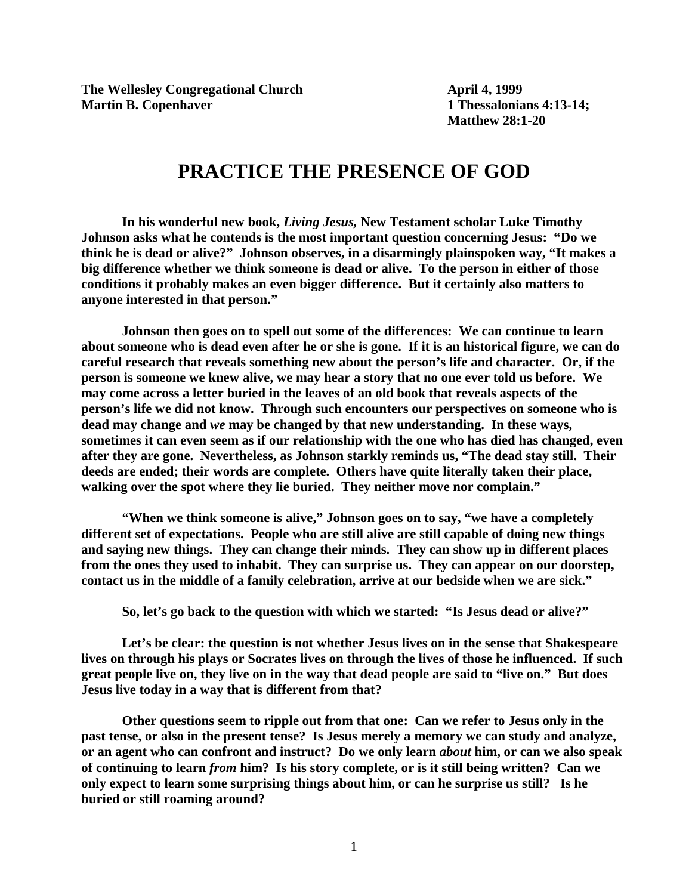**The Wellesley Congregational Church** **April 4, 1999**
**Martin B. Copenhaver** **1 Thessalonians 4:13-14;**
**Matthew 28:1-20**

# PRACTICE THE PRESENCE OF GOD

**In his wonderful new book, *Living Jesus,* New Testament scholar Luke Timothy Johnson asks what he contends is the most important question concerning Jesus: "Do we think he is dead or alive?" Johnson observes, in a disarmingly plainspoken way, "It makes a big difference whether we think someone is dead or alive. To the person in either of those conditions it probably makes an even bigger difference. But it certainly also matters to anyone interested in that person."**

**Johnson then goes on to spell out some of the differences: We can continue to learn about someone who is dead even after he or she is gone. If it is an historical figure, we can do careful research that reveals something new about the person's life and character. Or, if the person is someone we knew alive, we may hear a story that no one ever told us before. We may come across a letter buried in the leaves of an old book that reveals aspects of the person's life we did not know. Through such encounters our perspectives on someone who is dead may change and *we* may be changed by that new understanding. In these ways, sometimes it can even seem as if our relationship with the one who has died has changed, even after they are gone. Nevertheless, as Johnson starkly reminds us, "The dead stay still. Their deeds are ended; their words are complete. Others have quite literally taken their place, walking over the spot where they lie buried. They neither move nor complain."**

**"When we think someone is alive," Johnson goes on to say, "we have a completely different set of expectations. People who are still alive are still capable of doing new things and saying new things. They can change their minds. They can show up in different places from the ones they used to inhabit. They can surprise us. They can appear on our doorstep, contact us in the middle of a family celebration, arrive at our bedside when we are sick."**

**So, let's go back to the question with which we started: "Is Jesus dead or alive?"**

**Let's be clear: the question is not whether Jesus lives on in the sense that Shakespeare lives on through his plays or Socrates lives on through the lives of those he influenced. If such great people live on, they live on in the way that dead people are said to "live on." But does Jesus live today in a way that is different from that?**

**Other questions seem to ripple out from that one: Can we refer to Jesus only in the past tense, or also in the present tense? Is Jesus merely a memory we can study and analyze, or an agent who can confront and instruct? Do we only learn *about* him, or can we also speak of continuing to learn *from* him? Is his story complete, or is it still being written? Can we only expect to learn some surprising things about him, or can he surprise us still? Is he buried or still roaming around?**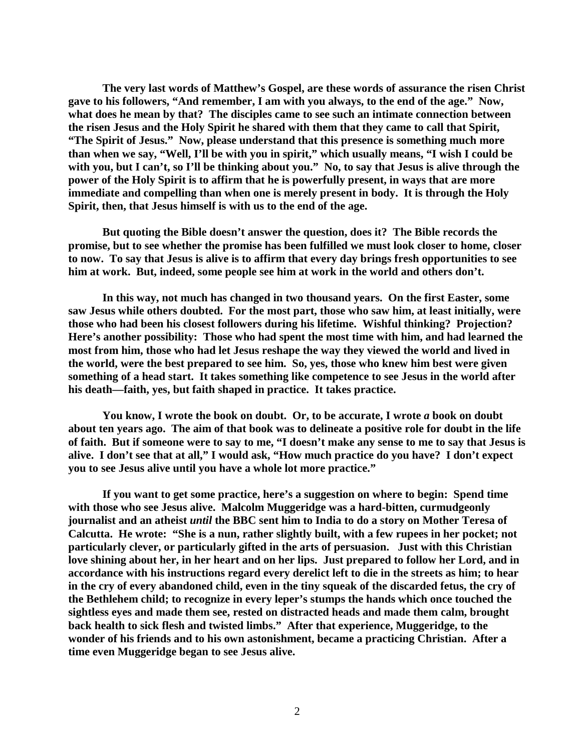**The very last words of Matthew's Gospel, are these words of assurance the risen Christ gave to his followers, "And remember, I am with you always, to the end of the age." Now, what does he mean by that? The disciples came to see such an intimate connection between the risen Jesus and the Holy Spirit he shared with them that they came to call that Spirit, "The Spirit of Jesus." Now, please understand that this presence is something much more than when we say, "Well, I'll be with you in spirit," which usually means, "I wish I could be with you, but I can't, so I'll be thinking about you." No, to say that Jesus is alive through the power of the Holy Spirit is to affirm that he is powerfully present, in ways that are more immediate and compelling than when one is merely present in body. It is through the Holy Spirit, then, that Jesus himself is with us to the end of the age.**

**But quoting the Bible doesn't answer the question, does it? The Bible records the promise, but to see whether the promise has been fulfilled we must look closer to home, closer to now. To say that Jesus is alive is to affirm that every day brings fresh opportunities to see him at work. But, indeed, some people see him at work in the world and others don't.**

**In this way, not much has changed in two thousand years. On the first Easter, some saw Jesus while others doubted. For the most part, those who saw him, at least initially, were those who had been his closest followers during his lifetime. Wishful thinking? Projection? Here's another possibility: Those who had spent the most time with him, and had learned the most from him, those who had let Jesus reshape the way they viewed the world and lived in the world, were the best prepared to see him. So, yes, those who knew him best were given something of a head start. It takes something like competence to see Jesus in the world after his death—faith, yes, but faith shaped in practice. It takes practice.**

**You know, I wrote the book on doubt. Or, to be accurate, I wrote *a* book on doubt about ten years ago. The aim of that book was to delineate a positive role for doubt in the life of faith. But if someone were to say to me, "I doesn't make any sense to me to say that Jesus is alive. I don't see that at all," I would ask, "How much practice do you have? I don't expect you to see Jesus alive until you have a whole lot more practice."**

**If you want to get some practice, here's a suggestion on where to begin: Spend time with those who see Jesus alive. Malcolm Muggeridge was a hard-bitten, curmudgeonly journalist and an atheist *until* the BBC sent him to India to do a story on Mother Teresa of Calcutta. He wrote: "She is a nun, rather slightly built, with a few rupees in her pocket; not particularly clever, or particularly gifted in the arts of persuasion. Just with this Christian love shining about her, in her heart and on her lips. Just prepared to follow her Lord, and in accordance with his instructions regard every derelict left to die in the streets as him; to hear in the cry of every abandoned child, even in the tiny squeak of the discarded fetus, the cry of the Bethlehem child; to recognize in every leper's stumps the hands which once touched the sightless eyes and made them see, rested on distracted heads and made them calm, brought back health to sick flesh and twisted limbs." After that experience, Muggeridge, to the wonder of his friends and to his own astonishment, became a practicing Christian. After a time even Muggeridge began to see Jesus alive.**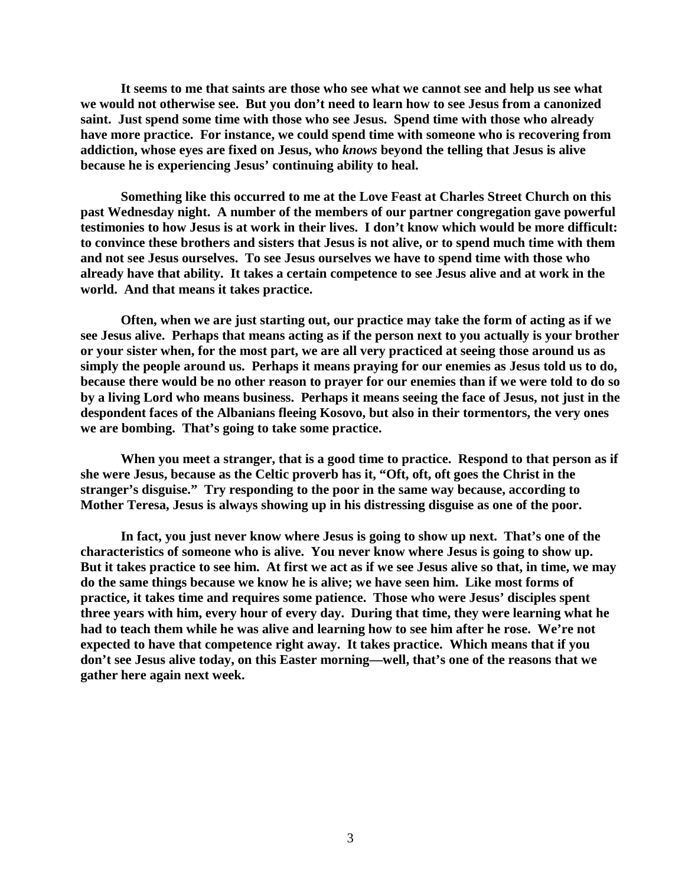**It seems to me that saints are those who see what we cannot see and help us see what we would not otherwise see. But you don't need to learn how to see Jesus from a canonized saint. Just spend some time with those who see Jesus. Spend time with those who already have more practice. For instance, we could spend time with someone who is recovering from addiction, whose eyes are fixed on Jesus, who *knows* beyond the telling that Jesus is alive because he is experiencing Jesus' continuing ability to heal.**

**Something like this occurred to me at the Love Feast at Charles Street Church on this past Wednesday night. A number of the members of our partner congregation gave powerful testimonies to how Jesus is at work in their lives. I don't know which would be more difficult: to convince these brothers and sisters that Jesus is not alive, or to spend much time with them and not see Jesus ourselves. To see Jesus ourselves we have to spend time with those who already have that ability. It takes a certain competence to see Jesus alive and at work in the world. And that means it takes practice.**

**Often, when we are just starting out, our practice may take the form of acting as if we see Jesus alive. Perhaps that means acting as if the person next to you actually is your brother or your sister when, for the most part, we are all very practiced at seeing those around us as simply the people around us. Perhaps it means praying for our enemies as Jesus told us to do, because there would be no other reason to prayer for our enemies than if we were told to do so by a living Lord who means business. Perhaps it means seeing the face of Jesus, not just in the despondent faces of the Albanians fleeing Kosovo, but also in their tormentors, the very ones we are bombing. That's going to take some practice.**

**When you meet a stranger, that is a good time to practice. Respond to that person as if she were Jesus, because as the Celtic proverb has it, "Oft, oft, oft goes the Christ in the stranger's disguise." Try responding to the poor in the same way because, according to Mother Teresa, Jesus is always showing up in his distressing disguise as one of the poor.**

**In fact, you just never know where Jesus is going to show up next. That's one of the characteristics of someone who is alive. You never know where Jesus is going to show up. But it takes practice to see him. At first we act as if we see Jesus alive so that, in time, we may do the same things because we know he is alive; we have seen him. Like most forms of practice, it takes time and requires some patience. Those who were Jesus' disciples spent three years with him, every hour of every day. During that time, they were learning what he had to teach them while he was alive and learning how to see him after he rose. We're not expected to have that competence right away. It takes practice. Which means that if you don't see Jesus alive today, on this Easter morning—well, that's one of the reasons that we gather here again next week.**